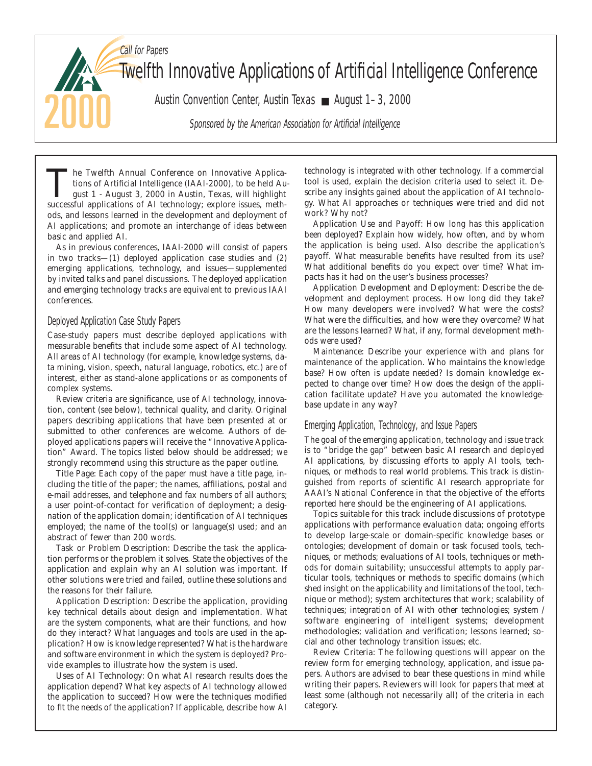*Call for Papers*

# Twelfth Innovative Applications of Artificial Intelligence Conference

Austin Convention Center, Austin Texas ■ August 1–3, 2000

*Sponsored by the American Association for Artificial Intelligence*

The Twelfth Annual Conference on Innovative Applications of Artificial Intelligence (IAAI-2000), to be held August 1 - August 3, 2000 in Austin, Texas, will highlight successful applications of AI technology; explore issues, methods, and lessons learned in the development and deployment of AI applications; and promote an interchange of ideas between basic and applied AI.

As in previous conferences, IAAI-2000 will consist of papers in two tracks—(1) deployed application case studies and (2) emerging applications, technology, and issues—supplemented by invited talks and panel discussions. The deployed application and emerging technology tracks are equivalent to previous IAAI conferences.

## Deployed Application Case Study Papers

Case-study papers must describe deployed applications with measurable benefits that include some aspect of AI technology. All areas of AI technology (for example, knowledge systems, data mining, vision, speech, natural language, robotics, etc.) are of interest, either as stand-alone applications or as components of complex systems.

Review criteria are significance, use of AI technology, innovation, content (see below), technical quality, and clarity. Original papers describing applications that have been presented at or submitted to other conferences are welcome. Authors of deployed applications papers will receive the "Innovative Application" Award. The topics listed below should be addressed; we strongly recommend using this structure as the paper outline.

Title Page: Each copy of the paper must have a title page, including the title of the paper; the names, affiliations, postal and e-mail addresses, and telephone and fax numbers of all authors; a user point-of-contact for verification of deployment; a designation of the application domain; identification of AI techniques employed; the name of the tool(s) or language(s) used; and an abstract of fewer than 200 words.

Task or Problem Description: Describe the task the application performs or the problem it solves. State the objectives of the application and explain why an AI solution was important. If other solutions were tried and failed, outline these solutions and the reasons for their failure.

Application Description: Describe the application, providing key technical details about design and implementation. What are the system components, what are their functions, and how do they interact? What languages and tools are used in the application? How is knowledge represented? What is the hardware and software environment in which the system is deployed? Provide examples to illustrate how the system is used.

Uses of AI Technology: On what AI research results does the application depend? What key aspects of AI technology allowed the application to succeed? How were the techniques modified to fit the needs of the application? If applicable, describe how AI technology is integrated with other technology. If a commercial tool is used, explain the decision criteria used to select it. Describe any insights gained about the application of AI technology. What AI approaches or techniques were tried and did not work? Why not?

Application Use and Payoff: How long has this application been deployed? Explain how widely, how often, and by whom the application is being used. Also describe the application's payoff. What measurable benefits have resulted from its use? What additional benefits do you expect over time? What impacts has it had on the user's business processes?

Application Development and Deployment: Describe the development and deployment process. How long did they take? How many developers were involved? What were the costs? What were the difficulties, and how were they overcome? What are the lessons learned? What, if any, formal development methods were used?

Maintenance: Describe your experience with and plans for maintenance of the application. Who maintains the knowledge base? How often is update needed? Is domain knowledge expected to change over time? How does the design of the application facilitate update? Have you automated the knowledge-base update in any way?

## Emerging Application, Technology, and Issue Papers

The goal of the emerging application, technology and issue track is to "bridge the gap" between basic AI research and deployed AI applications, by discussing efforts to apply AI tools, techniques, or methods to real world problems. This track is distinguished from reports of scientific AI research appropriate for AAAI's National Conference in that the objective of the efforts reported here should be the engineering of AI applications.

Topics suitable for this track include discussions of prototype applications with performance evaluation data; ongoing efforts to develop large-scale or domain-specific knowledge bases or ontologies; development of domain or task focused tools, techniques, or methods; evaluations of AI tools, techniques or methods for domain suitability; unsuccessful attempts to apply particular tools, techniques or methods to specific domains (which shed insight on the applicability and limitations of the tool, technique or method); system architectures that work; scalability of techniques; integration of AI with other technologies; system / software engineering of intelligent systems; development methodologies; validation and verification; lessons learned; social and other technology transition issues; etc.

Review Criteria: The following questions will appear on the review form for emerging technology, application, and issue papers. Authors are advised to bear these questions in mind while writing their papers. Reviewers will look for papers that meet at least some (although not necessarily all) of the criteria in each category.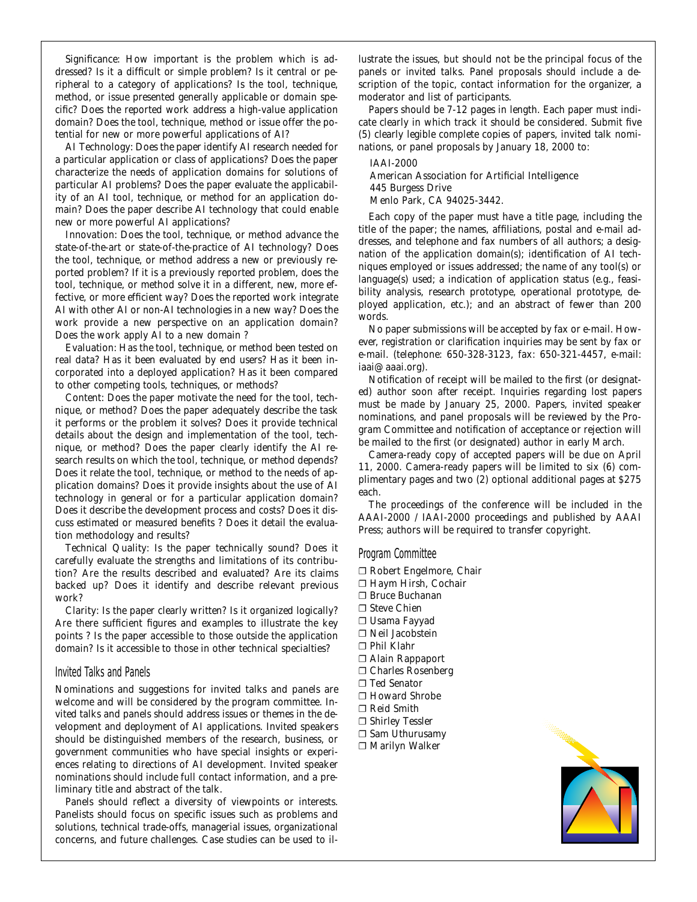Significance: How important is the problem which is addressed? Is it a difficult or simple problem? Is it central or peripheral to a category of applications? Is the tool, technique, method, or issue presented generally applicable or domain specific? Does the reported work address a high-value application domain? Does the tool, technique, method or issue offer the potential for new or more powerful applications of AI?

AI Technology: Does the paper identify AI research needed for a particular application or class of applications? Does the paper characterize the needs of application domains for solutions of particular AI problems? Does the paper evaluate the applicability of an AI tool, technique, or method for an application domain? Does the paper describe AI technology that could enable new or more powerful AI applications?

Innovation: Does the tool, technique, or method advance the state-of-the-art or state-of-the-practice of AI technology? Does the tool, technique, or method address a new or previously reported problem? If it is a previously reported problem, does the tool, technique, or method solve it in a different, new, more effective, or more efficient way? Does the reported work integrate AI with other AI or non-AI technologies in a new way? Does the work provide a new perspective on an application domain? Does the work apply AI to a new domain ?

Evaluation: Has the tool, technique, or method been tested on real data? Has it been evaluated by end users? Has it been incorporated into a deployed application? Has it been compared to other competing tools, techniques, or methods?

Content: Does the paper motivate the need for the tool, technique, or method? Does the paper adequately describe the task it performs or the problem it solves? Does it provide technical details about the design and implementation of the tool, technique, or method? Does the paper clearly identify the AI research results on which the tool, technique, or method depends? Does it relate the tool, technique, or method to the needs of application domains? Does it provide insights about the use of AI technology in general or for a particular application domain? Does it describe the development process and costs? Does it discuss estimated or measured benefits ? Does it detail the evaluation methodology and results?

Technical Quality: Is the paper technically sound? Does it carefully evaluate the strengths and limitations of its contribution? Are the results described and evaluated? Are its claims backed up? Does it identify and describe relevant previous work?

Clarity: Is the paper clearly written? Is it organized logically? Are there sufficient figures and examples to illustrate the key points ? Is the paper accessible to those outside the application domain? Is it accessible to those in other technical specialties?

## Invited Talks and Panels

Nominations and suggestions for invited talks and panels are welcome and will be considered by the program committee. Invited talks and panels should address issues or themes in the development and deployment of AI applications. Invited speakers should be distinguished members of the research, business, or government communities who have special insights or experiences relating to directions of AI development. Invited speaker nominations should include full contact information, and a preliminary title and abstract of the talk.

Panels should reflect a diversity of viewpoints or interests. Panelists should focus on specific issues such as problems and solutions, technical trade-offs, managerial issues, organizational concerns, and future challenges. Case studies can be used to illustrate the issues, but should not be the principal focus of the panels or invited talks. Panel proposals should include a description of the topic, contact information for the organizer, a moderator and list of participants.

Papers should be 7-12 pages in length. Each paper must indicate clearly in which track it should be considered. Submit five (5) clearly legible complete copies of papers, invited talk nominations, or panel proposals by January 18, 2000 to:

IAAI-2000
American Association for Artificial Intelligence
445 Burgess Drive
Menlo Park, CA 94025-3442.

Each copy of the paper must have a title page, including the title of the paper; the names, affiliations, postal and e-mail addresses, and telephone and fax numbers of all authors; a designation of the application domain(s); identification of AI techniques employed or issues addressed; the name of any tool(s) or language(s) used; a indication of application status (e.g., feasibility analysis, research prototype, operational prototype, deployed application, etc.); and an abstract of fewer than 200 words.

No paper submissions will be accepted by fax or e-mail. However, registration or clarification inquiries may be sent by fax or e-mail. (telephone: 650-328-3123, fax: 650-321-4457, e-mail: iaai@aaai.org).

Notification of receipt will be mailed to the first (or designated) author soon after receipt. Inquiries regarding lost papers must be made by January 25, 2000. Papers, invited speaker nominations, and panel proposals will be reviewed by the Program Committee and notification of acceptance or rejection will be mailed to the first (or designated) author in early March.

Camera-ready copy of accepted papers will be due on April 11, 2000. Camera-ready papers will be limited to six (6) complimentary pages and two (2) optional additional pages at $275 each.

The proceedings of the conference will be included in the AAAI-2000 / IAAI-2000 proceedings and published by AAAI Press; authors will be required to transfer copyright.

## Program Committee

- Robert Engelmore, Chair
- Haym Hirsh, Cochair
- Bruce Buchanan
- Steve Chien
- Usama Fayyad
- Neil Jacobstein
- Phil Klahr
- Alain Rappaport
- Charles Rosenberg
- Ted Senator
- Howard Shrobe
- Reid Smith
- Shirley Tessler
- Sam Uthurusamy
- Marilyn Walker